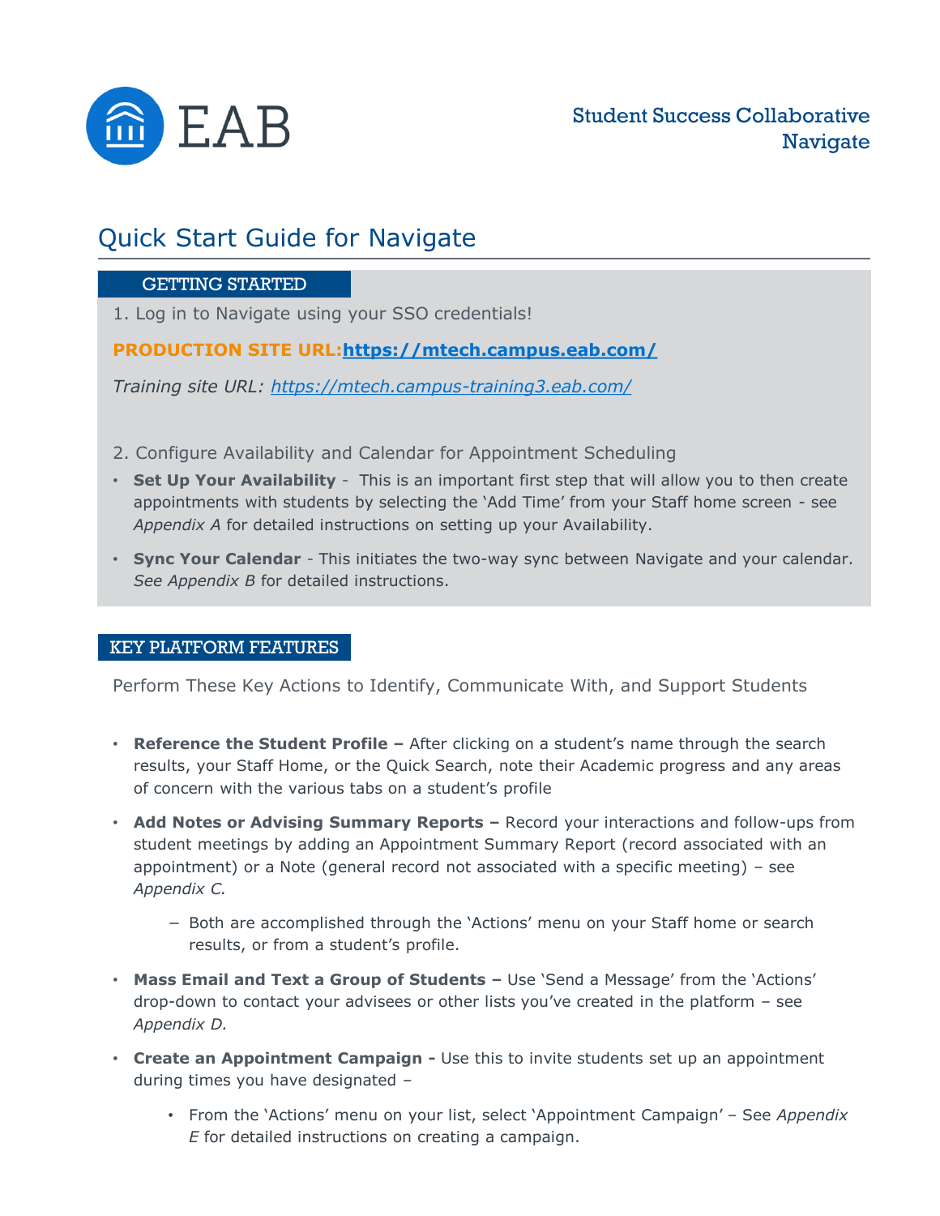EAB

Student Success Collaborative
Navigate

# Quick Start Guide for Navigate

## GETTING STARTED

1. Log in to Navigate using your SSO credentials!

**PRODUCTION SITE URL:[https://mtech.campus.eab.com/](https://mtech.campus.eab.com/)**

*Training site URL: [https://mtech.campus-training3.eab.com/](https://mtech.campus-training3.eab.com/)*

2. Configure Availability and Calendar for Appointment Scheduling

- **Set Up Your Availability** - This is an important first step that will allow you to then create appointments with students by selecting the 'Add Time' from your Staff home screen - see *Appendix A* for detailed instructions on setting up your Availability.
- **Sync Your Calendar** - This initiates the two-way sync between Navigate and your calendar. *See Appendix B* for detailed instructions.

## KEY PLATFORM FEATURES

Perform These Key Actions to Identify, Communicate With, and Support Students

- **Reference the Student Profile –** After clicking on a student's name through the search results, your Staff Home, or the Quick Search, note their Academic progress and any areas of concern with the various tabs on a student's profile
- **Add Notes or Advising Summary Reports –** Record your interactions and follow-ups from student meetings by adding an Appointment Summary Report (record associated with an appointment) or a Note (general record not associated with a specific meeting) – see *Appendix C.*
  - Both are accomplished through the 'Actions' menu on your Staff home or search results, or from a student's profile.
- **Mass Email and Text a Group of Students –** Use 'Send a Message' from the 'Actions' drop-down to contact your advisees or other lists you've created in the platform – see *Appendix D.*
- **Create an Appointment Campaign -** Use this to invite students set up an appointment during times you have designated –
  - From the 'Actions' menu on your list, select 'Appointment Campaign' – See *Appendix E* for detailed instructions on creating a campaign.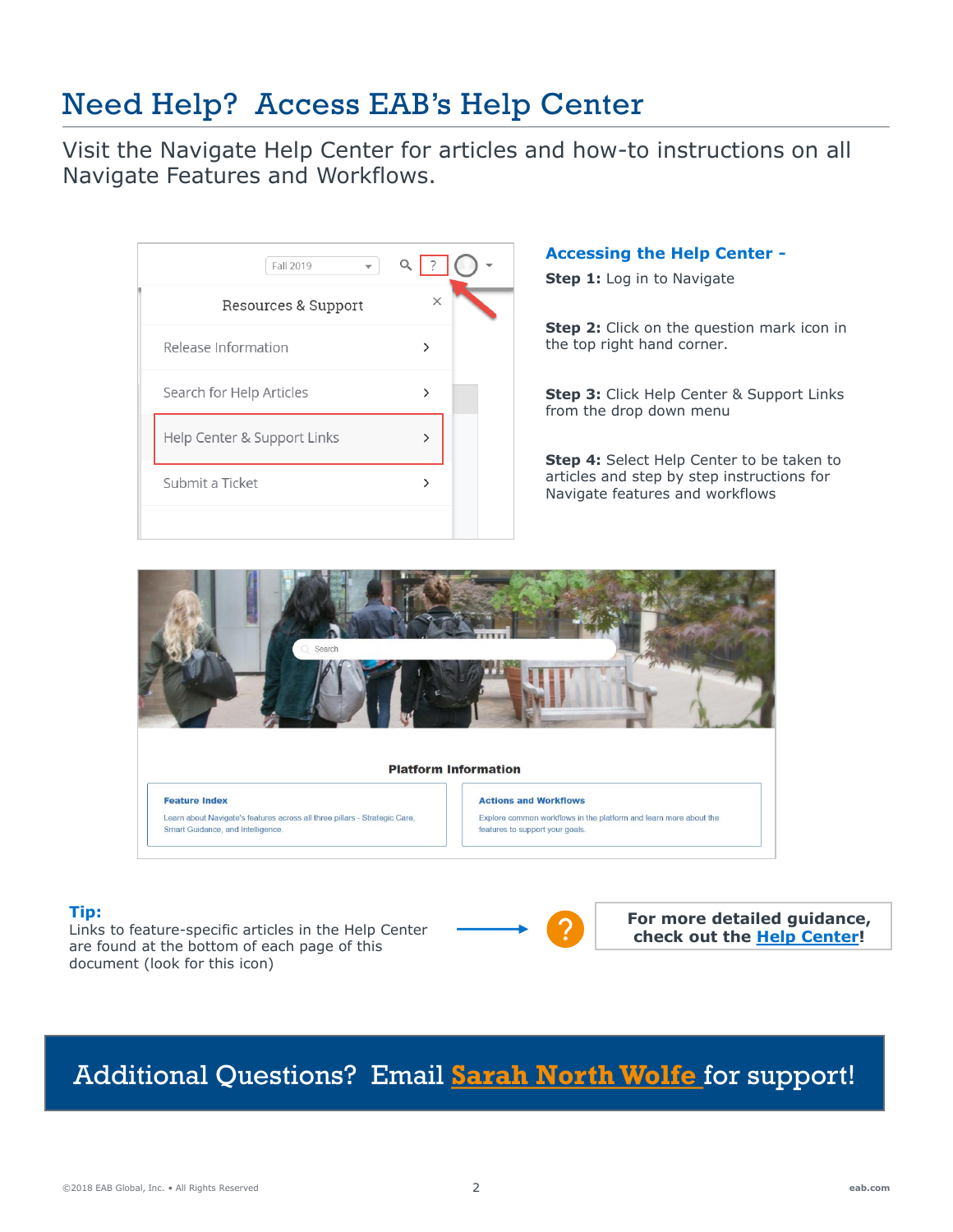# Need Help? Access EAB's Help Center

Visit the Navigate Help Center for articles and how-to instructions on all Navigate Features and Workflows.

Fall 2019

Resources & Support

Release Information

Search for Help Articles

Help Center & Support Links

Submit a Ticket

### Accessing the Help Center -

**Step 1:** Log in to Navigate

**Step 2:** Click on the question mark icon in the top right hand corner.

**Step 3:** Click Help Center & Support Links from the drop down menu

**Step 4:** Select Help Center to be taken to articles and step by step instructions for Navigate features and workflows

Search

**Platform Information**

**Feature Index**
Learn about Navigate's features across all three pillars - Strategic Care, Smart Guidance, and Intelligence.

**Actions and Workflows**
Explore common workflows in the platform and learn more about the features to support your goals.

**Tip:**
Links to feature-specific articles in the Help Center are found at the bottom of each page of this document (look for this icon)

**For more detailed guidance, check out the Help Center!**

## Additional Questions? Email Sarah North Wolfe for support!

©2018 EAB Global, Inc. • All Rights Reserved

eab.com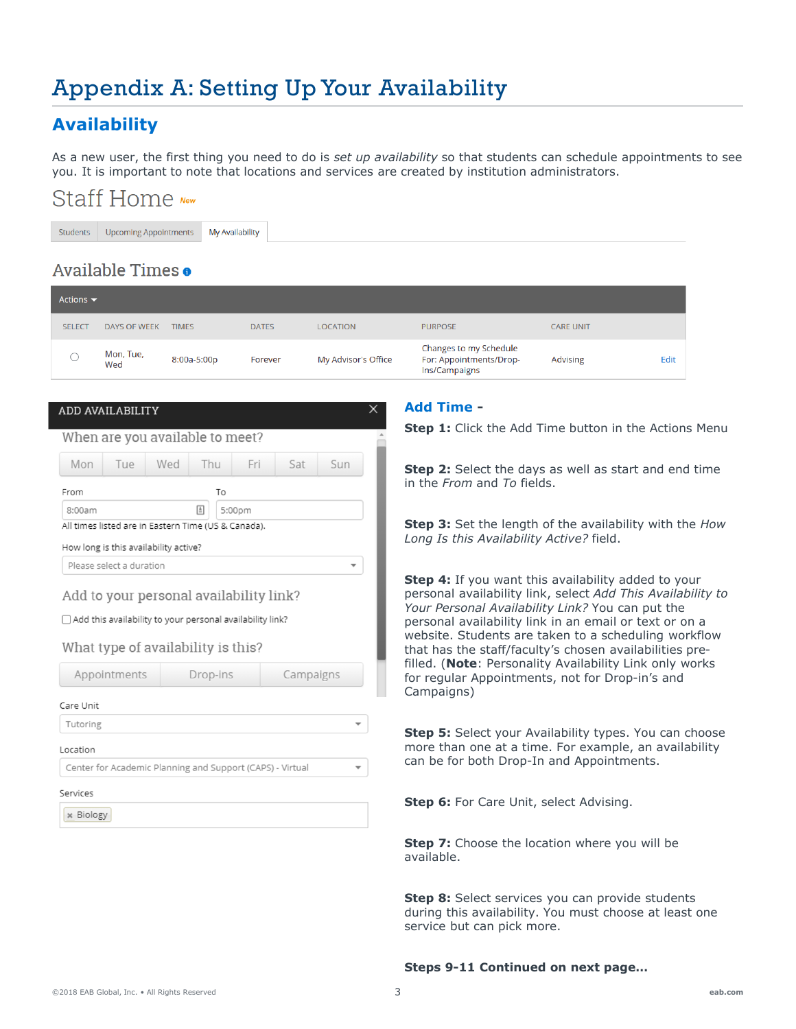# Appendix A: Setting Up Your Availability

## Availability

As a new user, the first thing you need to do is *set up availability* so that students can schedule appointments to see you. It is important to note that locations and services are created by institution administrators.

Staff Home *New*

Students | Upcoming Appointments | My Availability

### Available Times

Actions

| SELECT | DAYS OF WEEK | TIMES | DATES | LOCATION | PURPOSE | CARE UNIT | |
|---|---|---|---|---|---|---|---|
| ○ | Mon, Tue, Wed | 8:00a-5:00p | Forever | My Advisor's Office | Changes to my Schedule For: Appointments/Drop-Ins/Campaigns | Advising | Edit |

ADD AVAILABILITY

When are you available to meet?

Mon | Tue | Wed | Thu | Fri | Sat | Sun

From: 8:00am To: 5:00pm

All times listed are in Eastern Time (US & Canada).

How long is this availability active?

Please select a duration

Add to your personal availability link?

☐ Add this availability to your personal availability link?

What type of availability is this?

Appointments | Drop-ins | Campaigns

Care Unit: Tutoring

Location: Center for Academic Planning and Support (CAPS) - Virtual

Services: × Biology

### Add Time -

**Step 1:** Click the Add Time button in the Actions Menu

**Step 2:** Select the days as well as start and end time in the *From* and *To* fields.

**Step 3:** Set the length of the availability with the *How Long Is this Availability Active?* field.

**Step 4:** If you want this availability added to your personal availability link, select *Add This Availability to Your Personal Availability Link?* You can put the personal availability link in an email or text or on a website. Students are taken to a scheduling workflow that has the staff/faculty's chosen availabilities pre-filled. (**Note**: Personality Availability Link only works for regular Appointments, not for Drop-in's and Campaigns)

**Step 5:** Select your Availability types. You can choose more than one at a time. For example, an availability can be for both Drop-In and Appointments.

**Step 6:** For Care Unit, select Advising.

**Step 7:** Choose the location where you will be available.

**Step 8:** Select services you can provide students during this availability. You must choose at least one service but can pick more.

**Steps 9-11 Continued on next page...**

©2018 EAB Global, Inc. • All Rights Reserved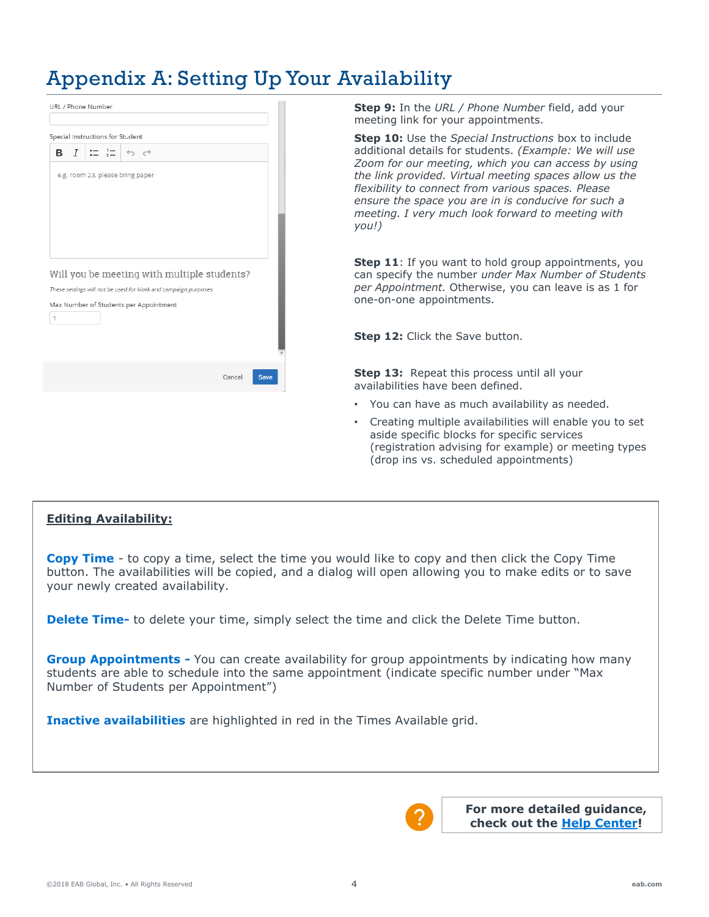# Appendix A: Setting Up Your Availability

URL / Phone Number

Special Instructions for Student

e.g. room 23, please bring paper

Will you be meeting with multiple students?

*These settings will not be used for kiosk and campaign purposes.*

Max Number of Students per Appointment

1

Cancel Save

**Step 9:** In the *URL / Phone Number* field, add your meeting link for your appointments.

**Step 10:** Use the *Special Instructions* box to include additional details for students. *(Example: We will use Zoom for our meeting, which you can access by using the link provided. Virtual meeting spaces allow us the flexibility to connect from various spaces. Please ensure the space you are in is conducive for such a meeting. I very much look forward to meeting with you!)*

**Step 11**: If you want to hold group appointments, you can specify the number *under Max Number of Students per Appointment.* Otherwise, you can leave is as 1 for one-on-one appointments.

**Step 12:** Click the Save button.

**Step 13:** Repeat this process until all your availabilities have been defined.

- You can have as much availability as needed.
- Creating multiple availabilities will enable you to set aside specific blocks for specific services (registration advising for example) or meeting types (drop ins vs. scheduled appointments)

**Editing Availability:**

**Copy Time** - to copy a time, select the time you would like to copy and then click the Copy Time button. The availabilities will be copied, and a dialog will open allowing you to make edits or to save your newly created availability.

**Delete Time-** to delete your time, simply select the time and click the Delete Time button.

**Group Appointments -** You can create availability for group appointments by indicating how many students are able to schedule into the same appointment (indicate specific number under "Max Number of Students per Appointment")

**Inactive availabilities** are highlighted in red in the Times Available grid.

**For more detailed guidance, check out the [Help Center]!**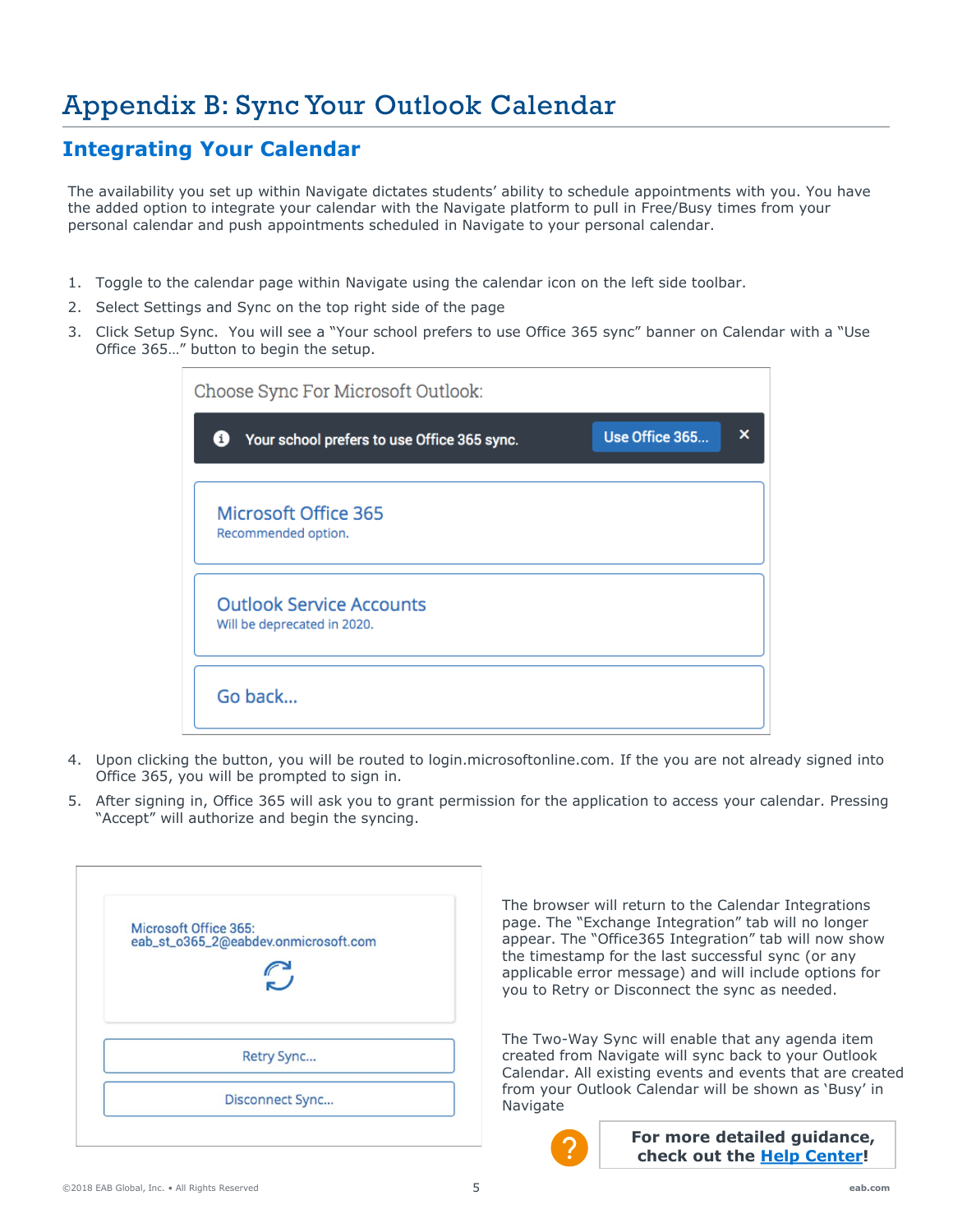# Appendix B: Sync Your Outlook Calendar

## Integrating Your Calendar

The availability you set up within Navigate dictates students' ability to schedule appointments with you. You have the added option to integrate your calendar with the Navigate platform to pull in Free/Busy times from your personal calendar and push appointments scheduled in Navigate to your personal calendar.

1. Toggle to the calendar page within Navigate using the calendar icon on the left side toolbar.
2. Select Settings and Sync on the top right side of the page
3. Click Setup Sync. You will see a "Your school prefers to use Office 365 sync" banner on Calendar with a "Use Office 365…" button to begin the setup.

Choose Sync For Microsoft Outlook:

Your school prefers to use Office 365 sync. | Use Office 365...

Microsoft Office 365
Recommended option.

Outlook Service Accounts
Will be deprecated in 2020.

Go back...

4. Upon clicking the button, you will be routed to login.microsoftonline.com. If the you are not already signed into Office 365, you will be prompted to sign in.
5. After signing in, Office 365 will ask you to grant permission for the application to access your calendar. Pressing "Accept" will authorize and begin the syncing.

Microsoft Office 365:
eab_st_o365_2@eabdev.onmicrosoft.com

Retry Sync...

Disconnect Sync...

The browser will return to the Calendar Integrations page. The "Exchange Integration" tab will no longer appear. The "Office365 Integration" tab will now show the timestamp for the last successful sync (or any applicable error message) and will include options for you to Retry or Disconnect the sync as needed.

The Two-Way Sync will enable that any agenda item created from Navigate will sync back to your Outlook Calendar. All existing events and events that are created from your Outlook Calendar will be shown as 'Busy' in Navigate

**For more detailed guidance, check out the Help Center!**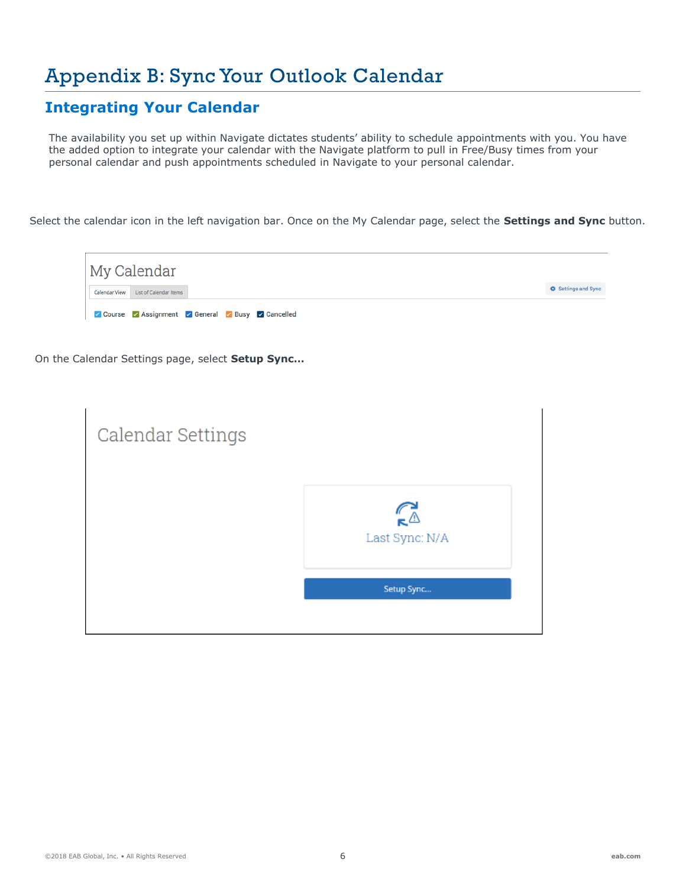# Appendix B: Sync Your Outlook Calendar

## Integrating Your Calendar

The availability you set up within Navigate dictates students' ability to schedule appointments with you. You have the added option to integrate your calendar with the Navigate platform to pull in Free/Busy times from your personal calendar and push appointments scheduled in Navigate to your personal calendar.

Select the calendar icon in the left navigation bar. Once on the My Calendar page, select the **Settings and Sync** button.

On the Calendar Settings page, select **Setup Sync...**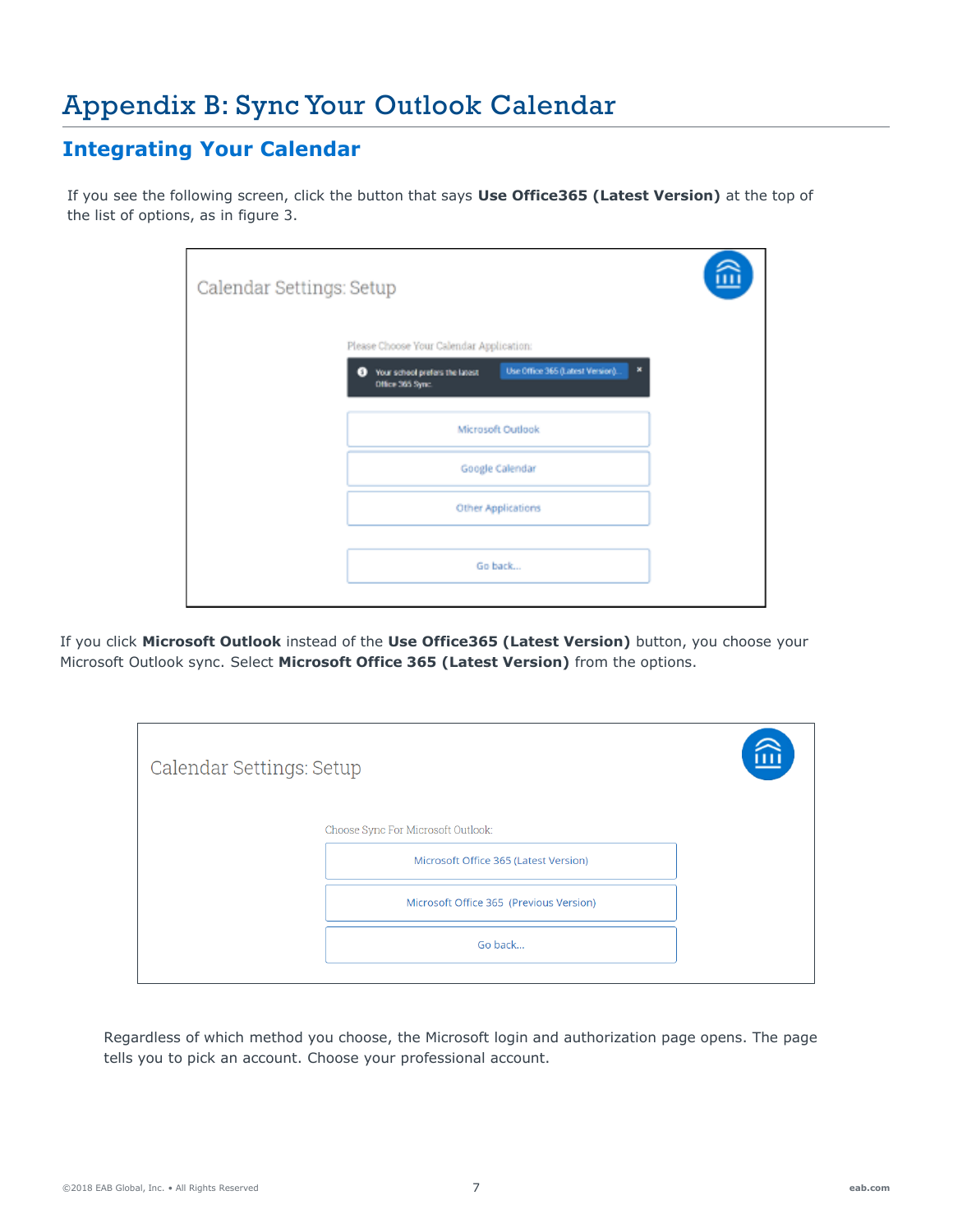# Appendix B: Sync Your Outlook Calendar

## Integrating Your Calendar

If you see the following screen, click the button that says **Use Office365 (Latest Version)** at the top of the list of options, as in figure 3.

If you click **Microsoft Outlook** instead of the **Use Office365 (Latest Version)** button, you choose your Microsoft Outlook sync. Select **Microsoft Office 365 (Latest Version)** from the options.

Regardless of which method you choose, the Microsoft login and authorization page opens. The page tells you to pick an account. Choose your professional account.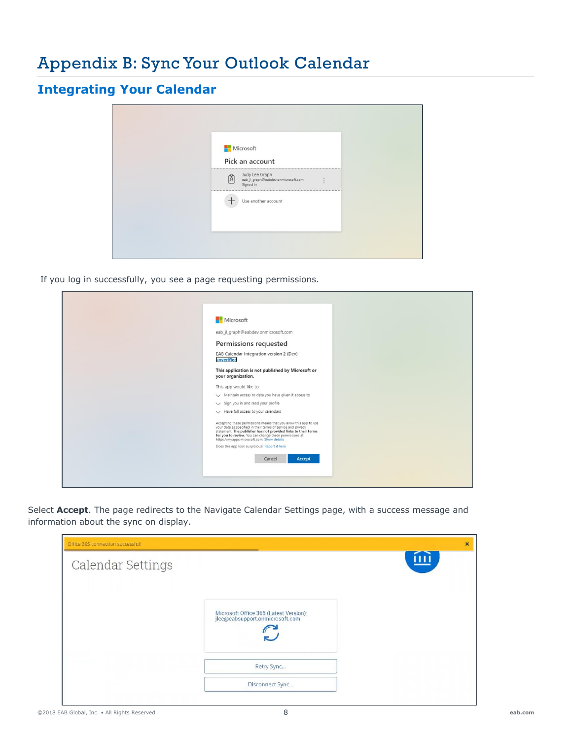# Appendix B: Sync Your Outlook Calendar

## Integrating Your Calendar

If you log in successfully, you see a page requesting permissions.

Select **Accept**. The page redirects to the Navigate Calendar Settings page, with a success message and information about the sync on display.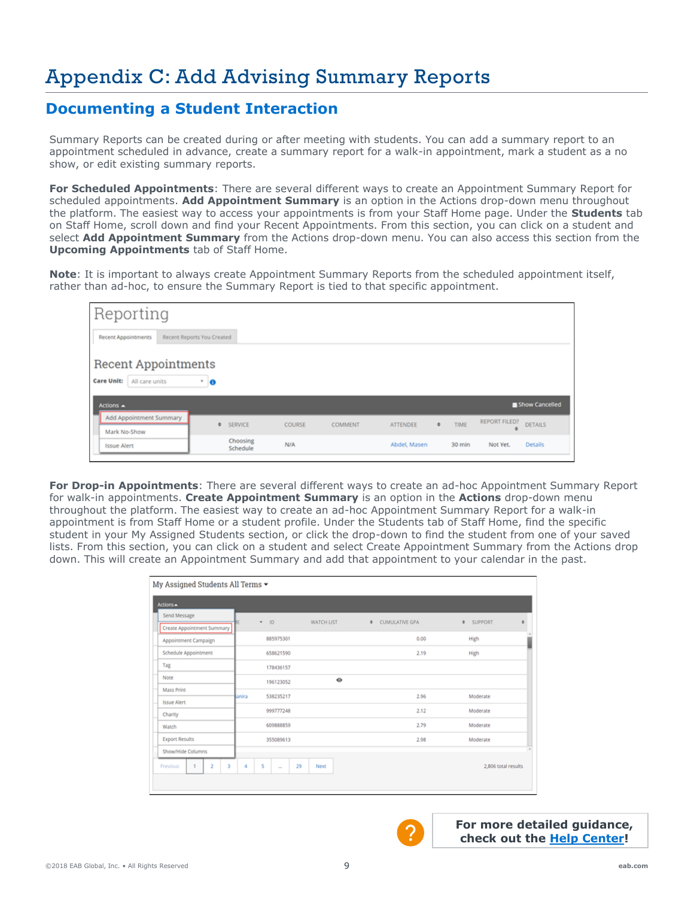# Appendix C: Add Advising Summary Reports

## Documenting a Student Interaction

Summary Reports can be created during or after meeting with students. You can add a summary report to an appointment scheduled in advance, create a summary report for a walk-in appointment, mark a student as a no show, or edit existing summary reports.

**For Scheduled Appointments**: There are several different ways to create an Appointment Summary Report for scheduled appointments. **Add Appointment Summary** is an option in the Actions drop-down menu throughout the platform. The easiest way to access your appointments is from your Staff Home page. Under the **Students** tab on Staff Home, scroll down and find your Recent Appointments. From this section, you can click on a student and select **Add Appointment Summary** from the Actions drop-down menu. You can also access this section from the **Upcoming Appointments** tab of Staff Home.

**Note**: It is important to always create Appointment Summary Reports from the scheduled appointment itself, rather than ad-hoc, to ensure the Summary Report is tied to that specific appointment.

**For Drop-in Appointments**: There are several different ways to create an ad-hoc Appointment Summary Report for walk-in appointments. **Create Appointment Summary** is an option in the **Actions** drop-down menu throughout the platform. The easiest way to create an ad-hoc Appointment Summary Report for a walk-in appointment is from Staff Home or a student profile. Under the Students tab of Staff Home, find the specific student in your My Assigned Students section, or click the drop-down to find the student from one of your saved lists. From this section, you can click on a student and select Create Appointment Summary from the Actions drop down. This will create an Appointment Summary and add that appointment to your calendar in the past.

For more detailed guidance, check out the Help Center!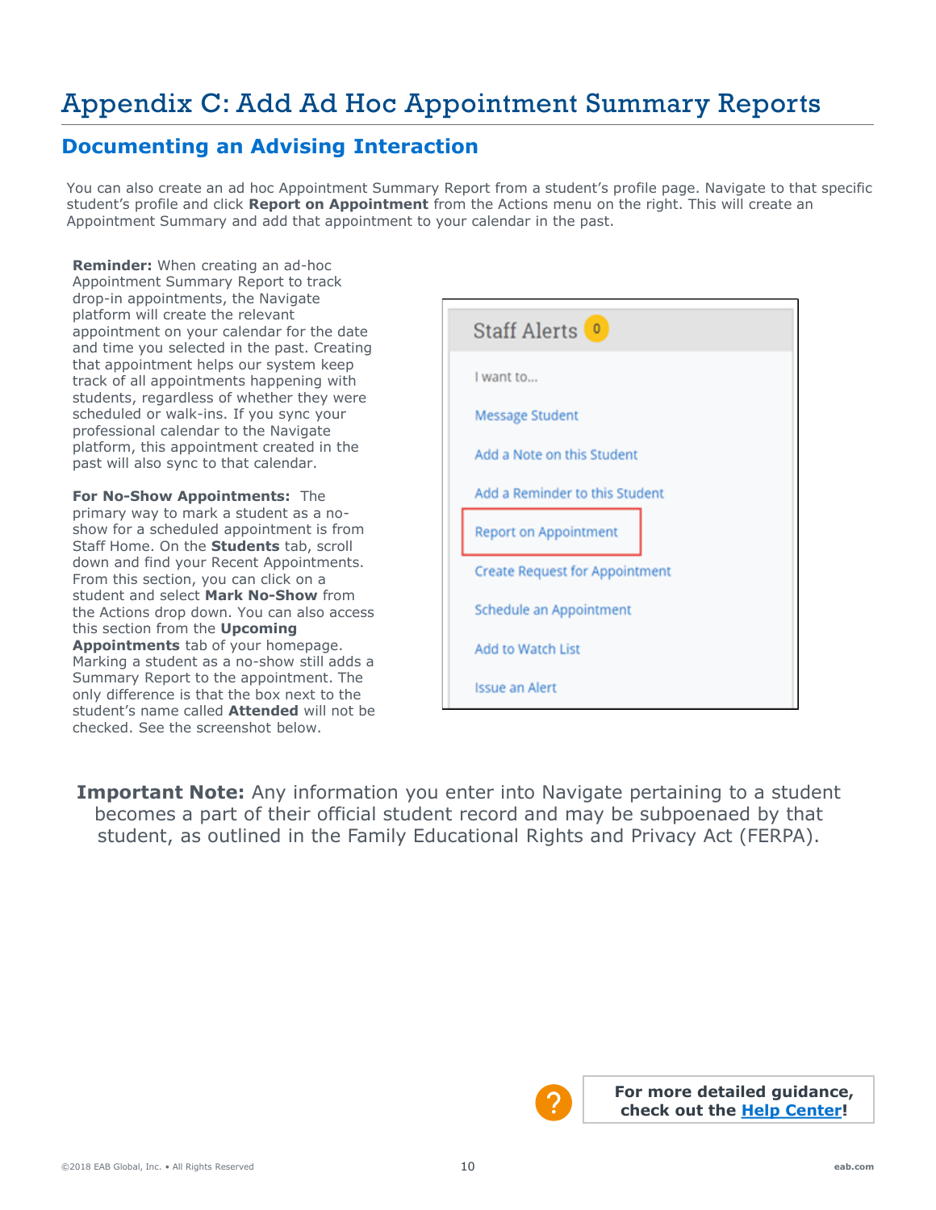# Appendix C: Add Ad Hoc Appointment Summary Reports

## Documenting an Advising Interaction

You can also create an ad hoc Appointment Summary Report from a student's profile page. Navigate to that specific student's profile and click **Report on Appointment** from the Actions menu on the right. This will create an Appointment Summary and add that appointment to your calendar in the past.

**Reminder:** When creating an ad-hoc Appointment Summary Report to track drop-in appointments, the Navigate platform will create the relevant appointment on your calendar for the date and time you selected in the past. Creating that appointment helps our system keep track of all appointments happening with students, regardless of whether they were scheduled or walk-ins. If you sync your professional calendar to the Navigate platform, this appointment created in the past will also sync to that calendar.

**For No-Show Appointments:** The primary way to mark a student as a no-show for a scheduled appointment is from Staff Home. On the **Students** tab, scroll down and find your Recent Appointments. From this section, you can click on a student and select **Mark No-Show** from the Actions drop down. You can also access this section from the **Upcoming Appointments** tab of your homepage. Marking a student as a no-show still adds a Summary Report to the appointment. The only difference is that the box next to the student's name called **Attended** will not be checked. See the screenshot below.

Staff Alerts 0

I want to...

- Message Student
- Add a Note on this Student
- Add a Reminder to this Student
- Report on Appointment
- Create Request for Appointment
- Schedule an Appointment
- Add to Watch List
- Issue an Alert

**Important Note:** Any information you enter into Navigate pertaining to a student becomes a part of their official student record and may be subpoenaed by that student, as outlined in the Family Educational Rights and Privacy Act (FERPA).

**For more detailed guidance, check out the Help Center!**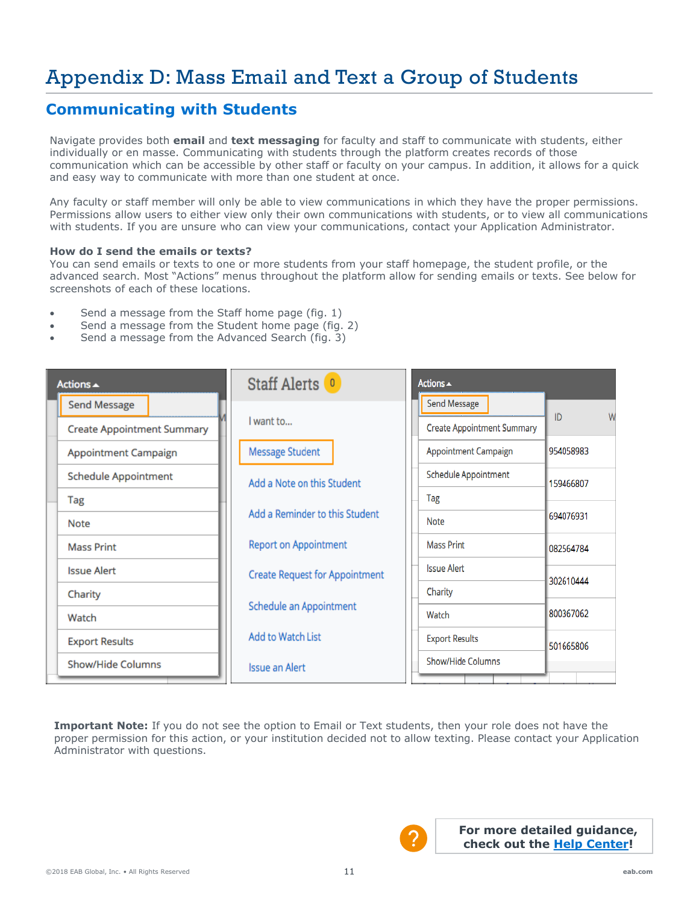# Appendix D: Mass Email and Text a Group of Students

## Communicating with Students

Navigate provides both **email** and **text messaging** for faculty and staff to communicate with students, either individually or en masse. Communicating with students through the platform creates records of those communication which can be accessible by other staff or faculty on your campus. In addition, it allows for a quick and easy way to communicate with more than one student at once.

Any faculty or staff member will only be able to view communications in which they have the proper permissions. Permissions allow users to either view only their own communications with students, or to view all communications with students. If you are unsure who can view your communications, contact your Application Administrator.

**How do I send the emails or texts?**
You can send emails or texts to one or more students from your staff homepage, the student profile, or the advanced search. Most "Actions" menus throughout the platform allow for sending emails or texts. See below for screenshots of each of these locations.

- Send a message from the Staff home page (fig. 1)
- Send a message from the Student home page (fig. 2)
- Send a message from the Advanced Search (fig. 3)

**Important Note:** If you do not see the option to Email or Text students, then your role does not have the proper permission for this action, or your institution decided not to allow texting. Please contact your Application Administrator with questions.

For more detailed guidance, check out the Help Center!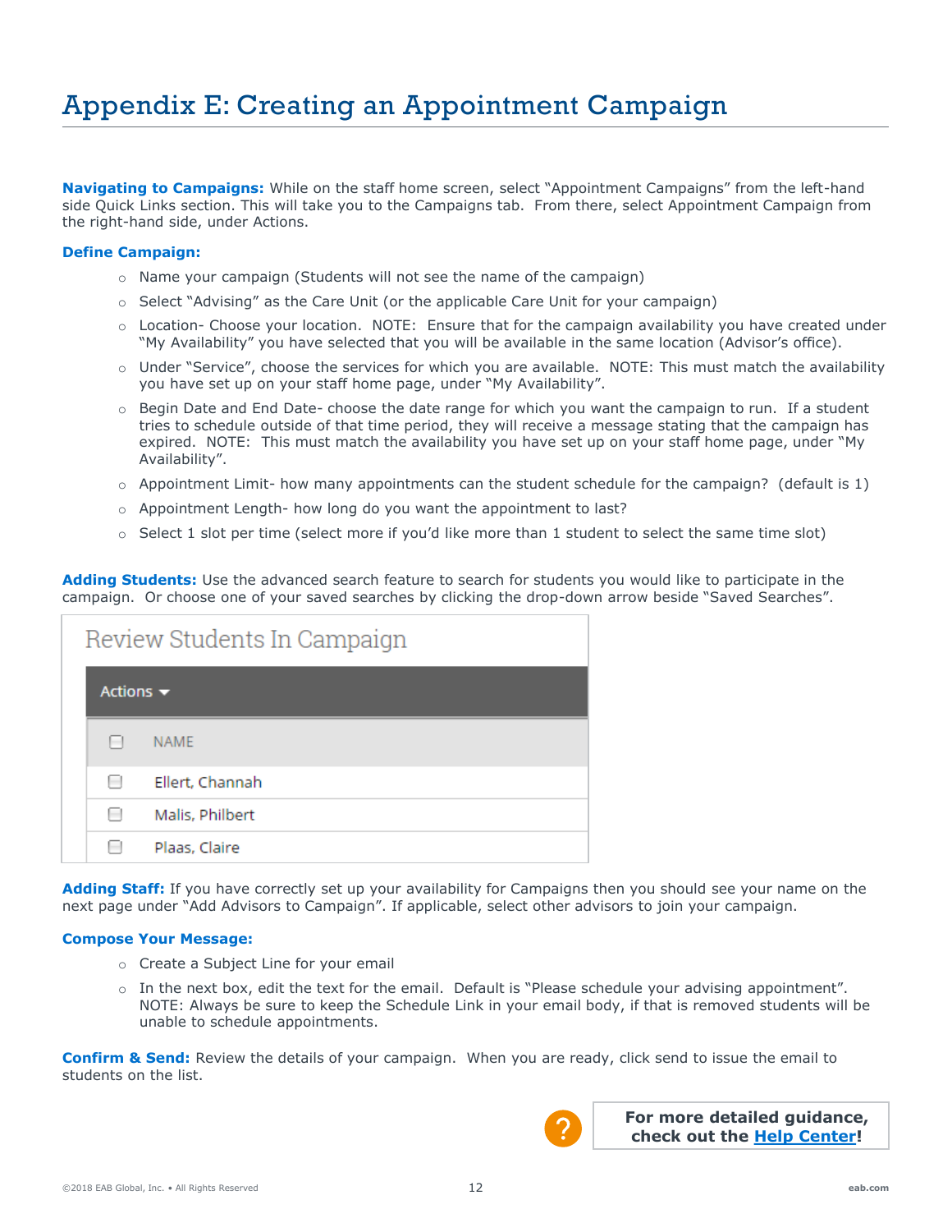# Appendix E: Creating an Appointment Campaign

**Navigating to Campaigns:** While on the staff home screen, select "Appointment Campaigns" from the left-hand side Quick Links section. This will take you to the Campaigns tab. From there, select Appointment Campaign from the right-hand side, under Actions.

**Define Campaign:**

- Name your campaign (Students will not see the name of the campaign)
- Select "Advising" as the Care Unit (or the applicable Care Unit for your campaign)
- Location- Choose your location. NOTE: Ensure that for the campaign availability you have created under "My Availability" you have selected that you will be available in the same location (Advisor's office).
- Under "Service", choose the services for which you are available. NOTE: This must match the availability you have set up on your staff home page, under "My Availability".
- Begin Date and End Date- choose the date range for which you want the campaign to run. If a student tries to schedule outside of that time period, they will receive a message stating that the campaign has expired. NOTE: This must match the availability you have set up on your staff home page, under "My Availability".
- Appointment Limit- how many appointments can the student schedule for the campaign? (default is 1)
- Appointment Length- how long do you want the appointment to last?
- Select 1 slot per time (select more if you'd like more than 1 student to select the same time slot)

**Adding Students:** Use the advanced search feature to search for students you would like to participate in the campaign. Or choose one of your saved searches by clicking the drop-down arrow beside "Saved Searches".

Review Students In Campaign

Actions

| | NAME |
|---|---|
| ☐ | Ellert, Channah |
| ☐ | Malis, Philbert |
| ☐ | Plaas, Claire |

**Adding Staff:** If you have correctly set up your availability for Campaigns then you should see your name on the next page under "Add Advisors to Campaign". If applicable, select other advisors to join your campaign.

**Compose Your Message:**

- Create a Subject Line for your email
- In the next box, edit the text for the email. Default is "Please schedule your advising appointment". NOTE: Always be sure to keep the Schedule Link in your email body, if that is removed students will be unable to schedule appointments.

**Confirm & Send:** Review the details of your campaign. When you are ready, click send to issue the email to students on the list.

**For more detailed guidance, check out the Help Center!**